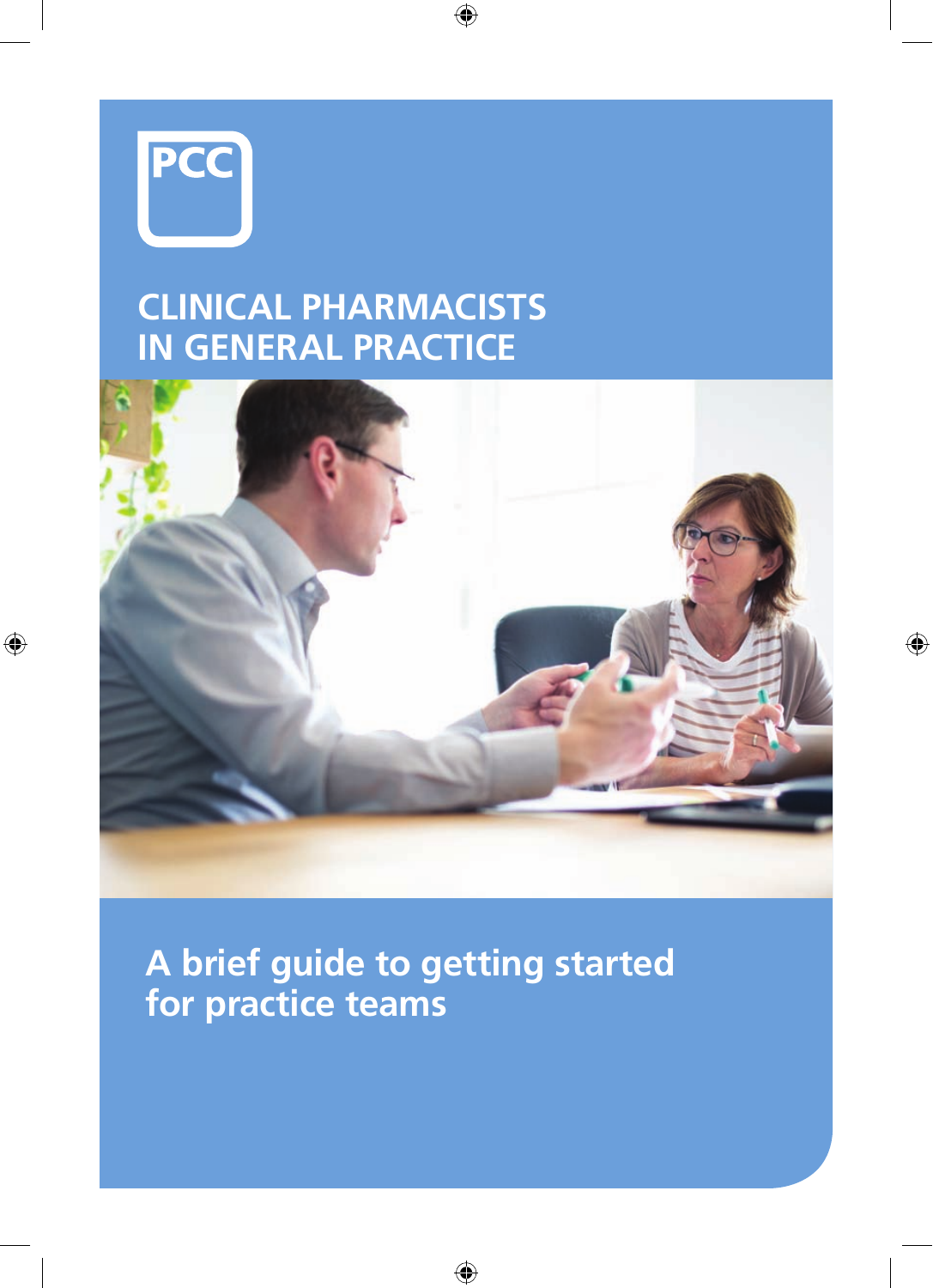PCC

# CLINICAL PHARMACISTS IN GENERAL PRACTICE

## A brief guide to getting started for practice teams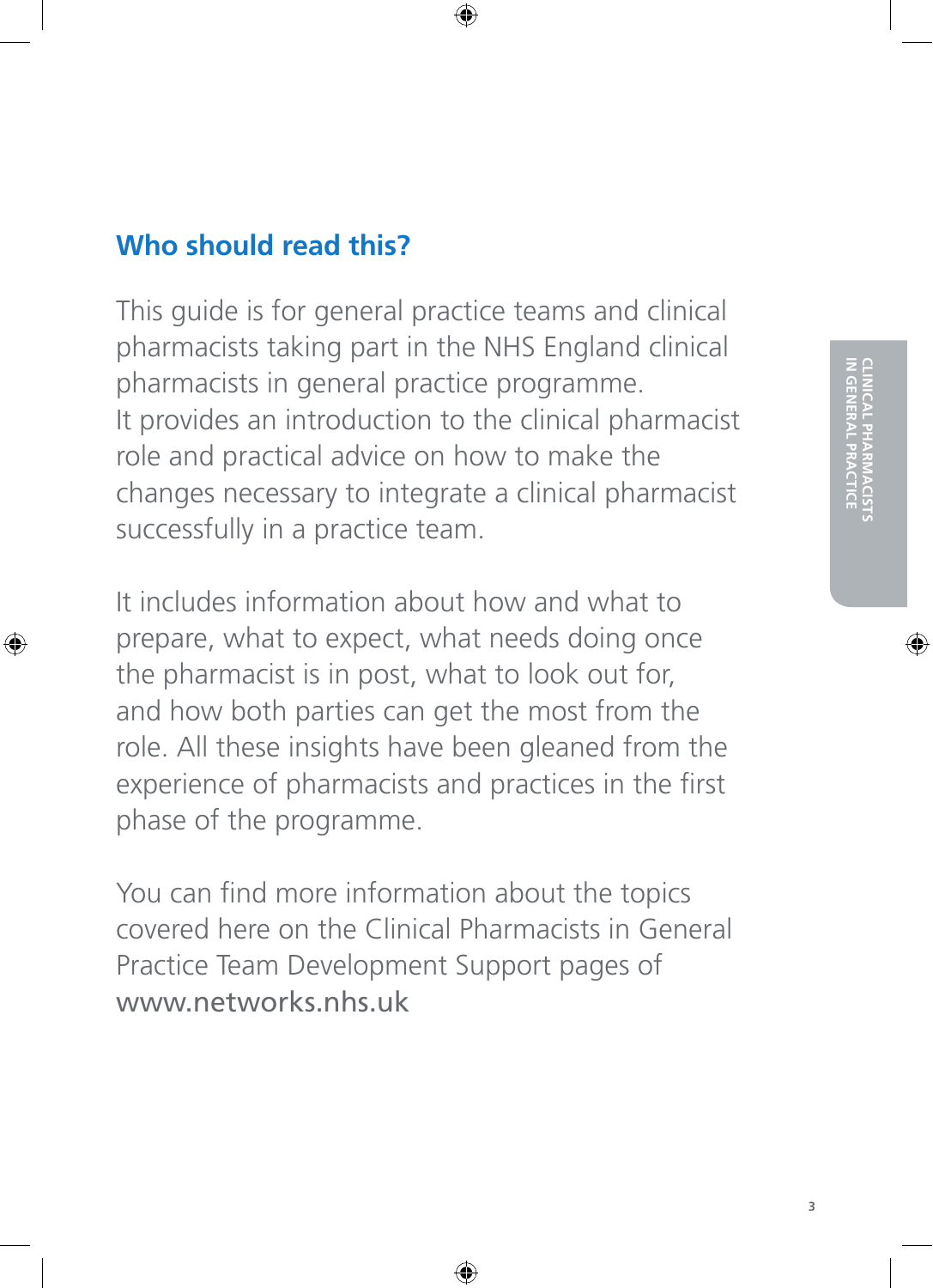## Who should read this?

This guide is for general practice teams and clinical pharmacists taking part in the NHS England clinical pharmacists in general practice programme. It provides an introduction to the clinical pharmacist role and practical advice on how to make the changes necessary to integrate a clinical pharmacist successfully in a practice team.

It includes information about how and what to prepare, what to expect, what needs doing once the pharmacist is in post, what to look out for, and how both parties can get the most from the role. All these insights have been gleaned from the experience of pharmacists and practices in the first phase of the programme.

You can find more information about the topics covered here on the Clinical Pharmacists in General Practice Team Development Support pages of www.networks.nhs.uk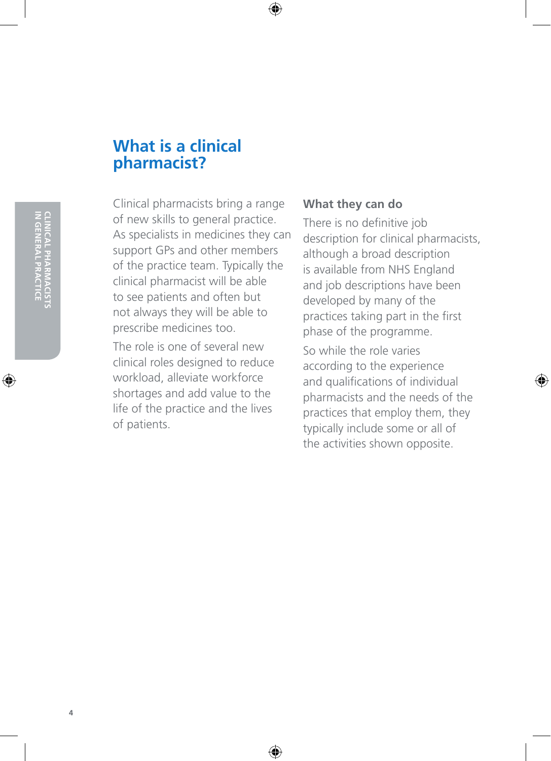# What is a clinical pharmacist?

Clinical pharmacists bring a range of new skills to general practice. As specialists in medicines they can support GPs and other members of the practice team. Typically the clinical pharmacist will be able to see patients and often but not always they will be able to prescribe medicines too.

The role is one of several new clinical roles designed to reduce workload, alleviate workforce shortages and add value to the life of the practice and the lives of patients.

### What they can do

There is no definitive job description for clinical pharmacists, although a broad description is available from NHS England and job descriptions have been developed by many of the practices taking part in the first phase of the programme.

So while the role varies according to the experience and qualifications of individual pharmacists and the needs of the practices that employ them, they typically include some or all of the activities shown opposite.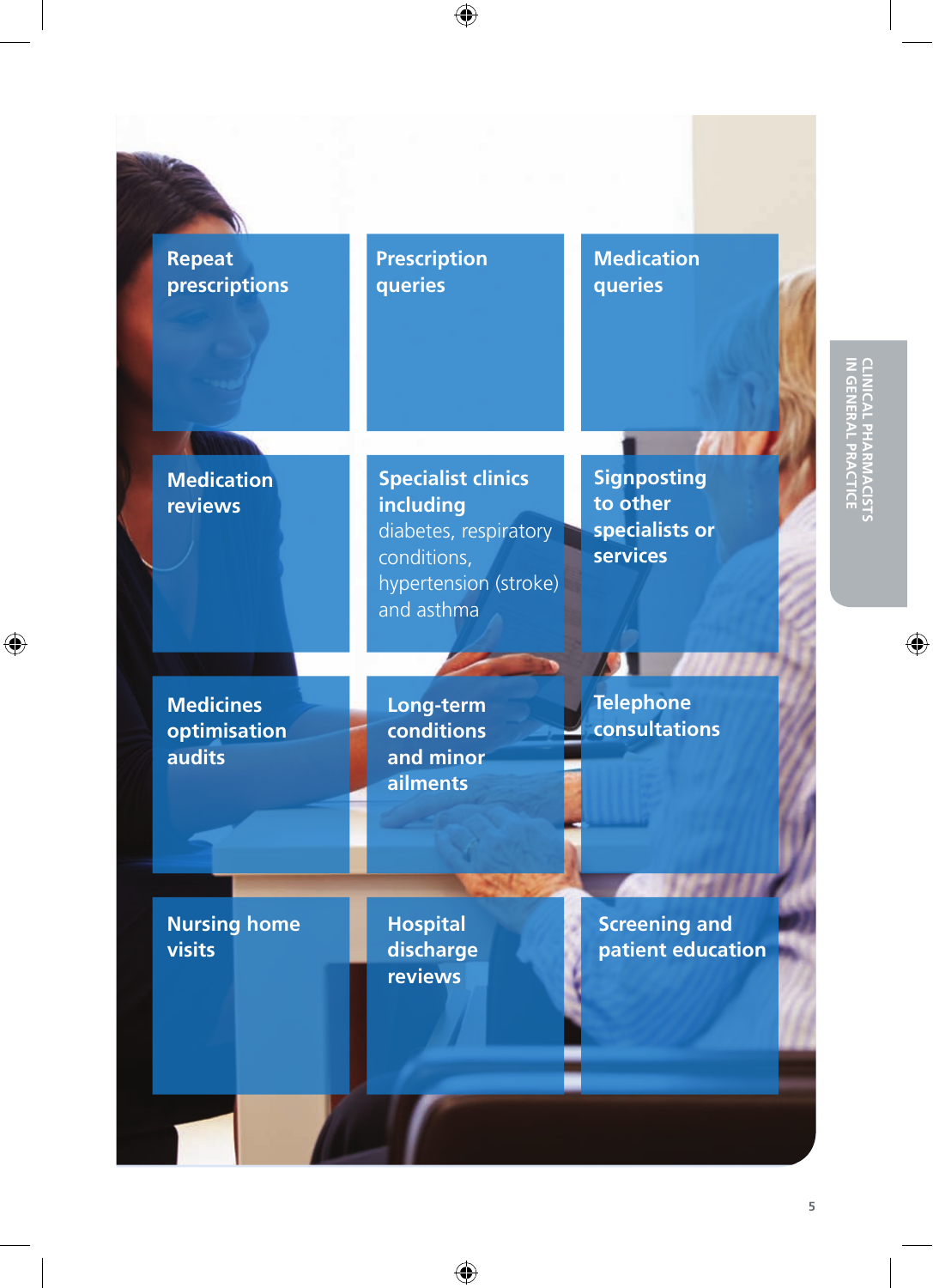**Repeat prescriptions**

**Prescription queries**

**Medication queries**

**Medication reviews**

**Specialist clinics including** diabetes, respiratory conditions, hypertension (stroke) and asthma

**Signposting to other specialists or services**

**Medicines optimisation audits**

**Long-term conditions and minor ailments**

**Telephone consultations**

**Nursing home visits**

**Hospital discharge reviews**

**Screening and patient education**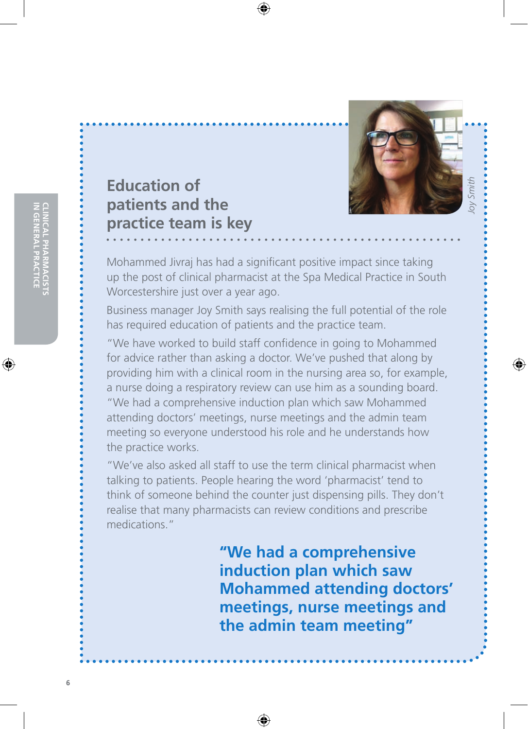## Education of patients and the practice team is key

*Joy Smith*

Mohammed Jivraj has had a significant positive impact since taking up the post of clinical pharmacist at the Spa Medical Practice in South Worcestershire just over a year ago.

Business manager Joy Smith says realising the full potential of the role has required education of patients and the practice team.

"We have worked to build staff confidence in going to Mohammed for advice rather than asking a doctor. We've pushed that along by providing him with a clinical room in the nursing area so, for example, a nurse doing a respiratory review can use him as a sounding board.

"We had a comprehensive induction plan which saw Mohammed attending doctors' meetings, nurse meetings and the admin team meeting so everyone understood his role and he understands how the practice works.

"We've also asked all staff to use the term clinical pharmacist when talking to patients. People hearing the word 'pharmacist' tend to think of someone behind the counter just dispensing pills. They don't realise that many pharmacists can review conditions and prescribe medications."

> **"We had a comprehensive induction plan which saw Mohammed attending doctors' meetings, nurse meetings and the admin team meeting"**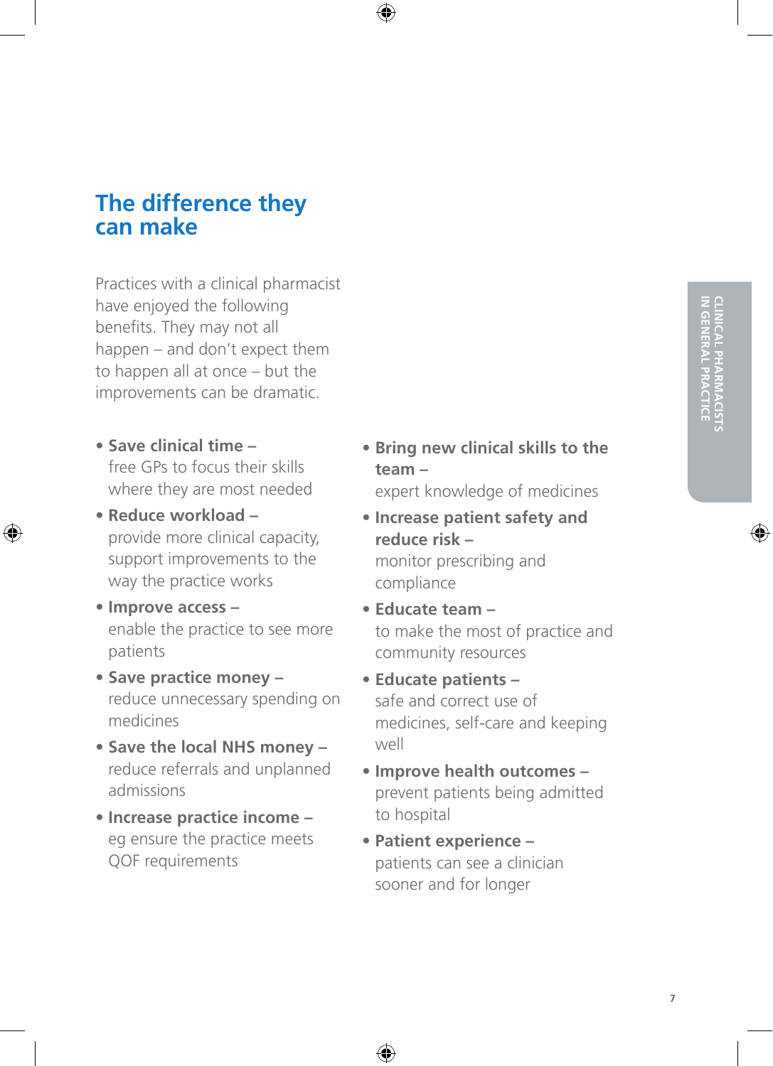## The difference they can make

Practices with a clinical pharmacist have enjoyed the following benefits. They may not all happen – and don't expect them to happen all at once – but the improvements can be dramatic.

- **Save clinical time –** free GPs to focus their skills where they are most needed
- **Reduce workload –** provide more clinical capacity, support improvements to the way the practice works
- **Improve access –** enable the practice to see more patients
- **Save practice money –** reduce unnecessary spending on medicines
- **Save the local NHS money –** reduce referrals and unplanned admissions
- **Increase practice income –** eg ensure the practice meets QOF requirements
- **Bring new clinical skills to the team –** expert knowledge of medicines
- **Increase patient safety and reduce risk –** monitor prescribing and compliance
- **Educate team –** to make the most of practice and community resources
- **Educate patients –** safe and correct use of medicines, self-care and keeping well
- **Improve health outcomes –** prevent patients being admitted to hospital
- **Patient experience –** patients can see a clinician sooner and for longer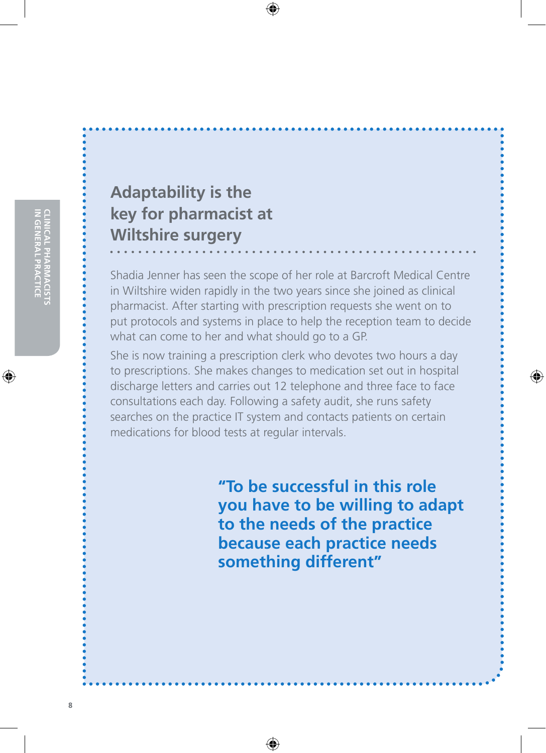## Adaptability is the key for pharmacist at Wiltshire surgery

Shadia Jenner has seen the scope of her role at Barcroft Medical Centre in Wiltshire widen rapidly in the two years since she joined as clinical pharmacist. After starting with prescription requests she went on to put protocols and systems in place to help the reception team to decide what can come to her and what should go to a GP.

She is now training a prescription clerk who devotes two hours a day to prescriptions. She makes changes to medication set out in hospital discharge letters and carries out 12 telephone and three face to face consultations each day. Following a safety audit, she runs safety searches on the practice IT system and contacts patients on certain medications for blood tests at regular intervals.

**"To be successful in this role you have to be willing to adapt to the needs of the practice because each practice needs something different"**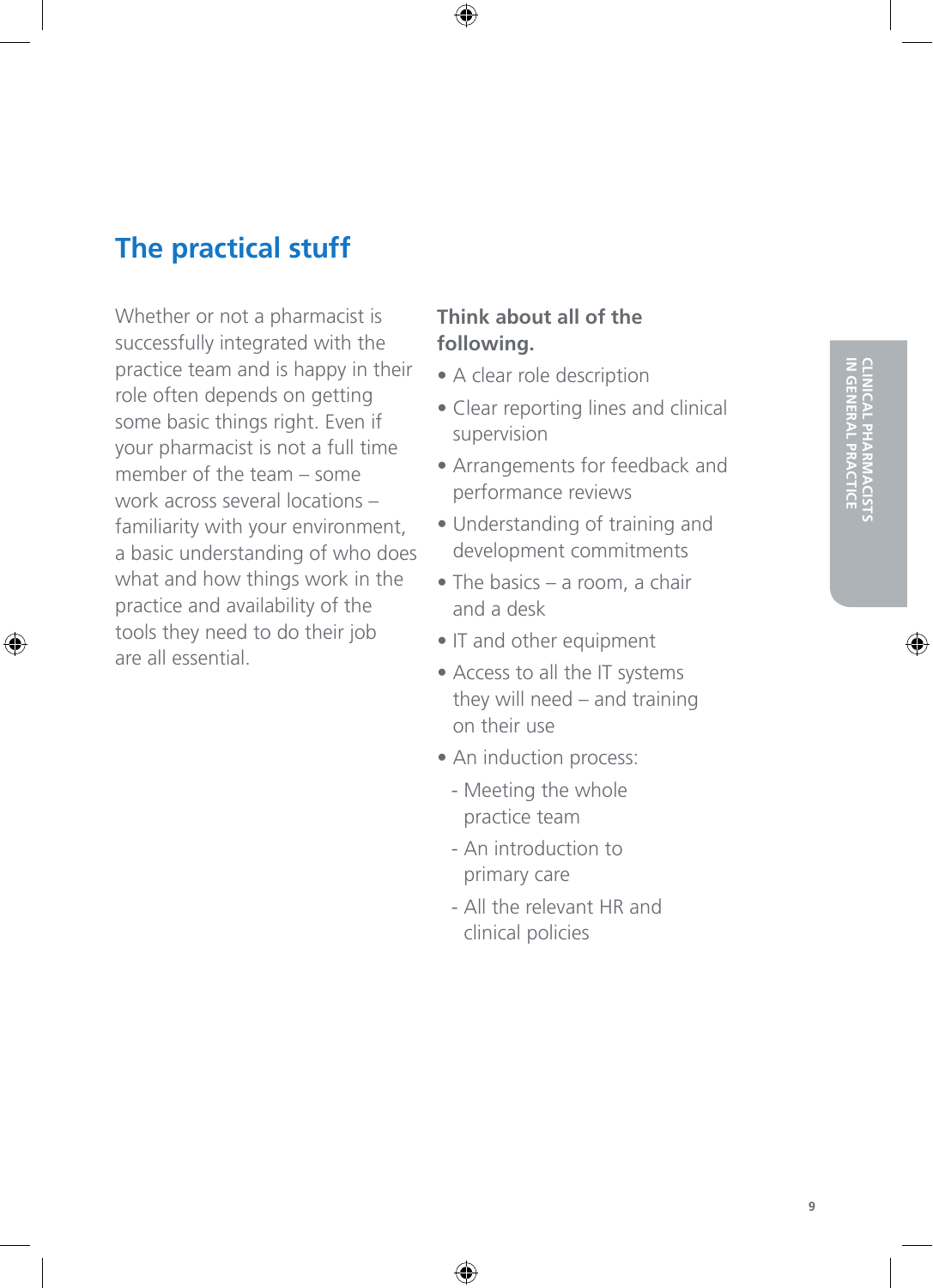## The practical stuff

Whether or not a pharmacist is successfully integrated with the practice team and is happy in their role often depends on getting some basic things right. Even if your pharmacist is not a full time member of the team – some work across several locations – familiarity with your environment, a basic understanding of who does what and how things work in the practice and availability of the tools they need to do their job are all essential.

**Think about all of the following.**

- A clear role description
- Clear reporting lines and clinical supervision
- Arrangements for feedback and performance reviews
- Understanding of training and development commitments
- The basics – a room, a chair and a desk
- IT and other equipment
- Access to all the IT systems they will need – and training on their use
- An induction process:
  - Meeting the whole practice team
  - An introduction to primary care
  - All the relevant HR and clinical policies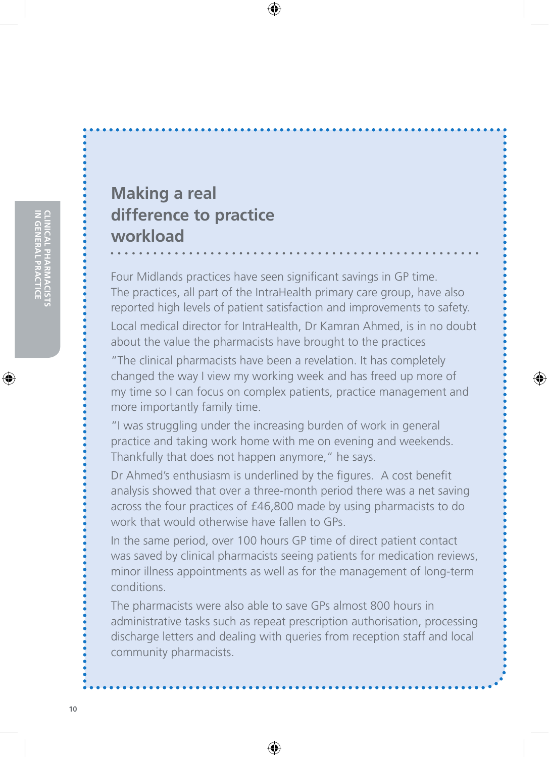## Making a real difference to practice workload

Four Midlands practices have seen significant savings in GP time. The practices, all part of the IntraHealth primary care group, have also reported high levels of patient satisfaction and improvements to safety.

Local medical director for IntraHealth, Dr Kamran Ahmed, is in no doubt about the value the pharmacists have brought to the practices

"The clinical pharmacists have been a revelation. It has completely changed the way I view my working week and has freed up more of my time so I can focus on complex patients, practice management and more importantly family time.

"I was struggling under the increasing burden of work in general practice and taking work home with me on evening and weekends. Thankfully that does not happen anymore," he says.

Dr Ahmed's enthusiasm is underlined by the figures. A cost benefit analysis showed that over a three-month period there was a net saving across the four practices of £46,800 made by using pharmacists to do work that would otherwise have fallen to GPs.

In the same period, over 100 hours GP time of direct patient contact was saved by clinical pharmacists seeing patients for medication reviews, minor illness appointments as well as for the management of long-term conditions.

The pharmacists were also able to save GPs almost 800 hours in administrative tasks such as repeat prescription authorisation, processing discharge letters and dealing with queries from reception staff and local community pharmacists.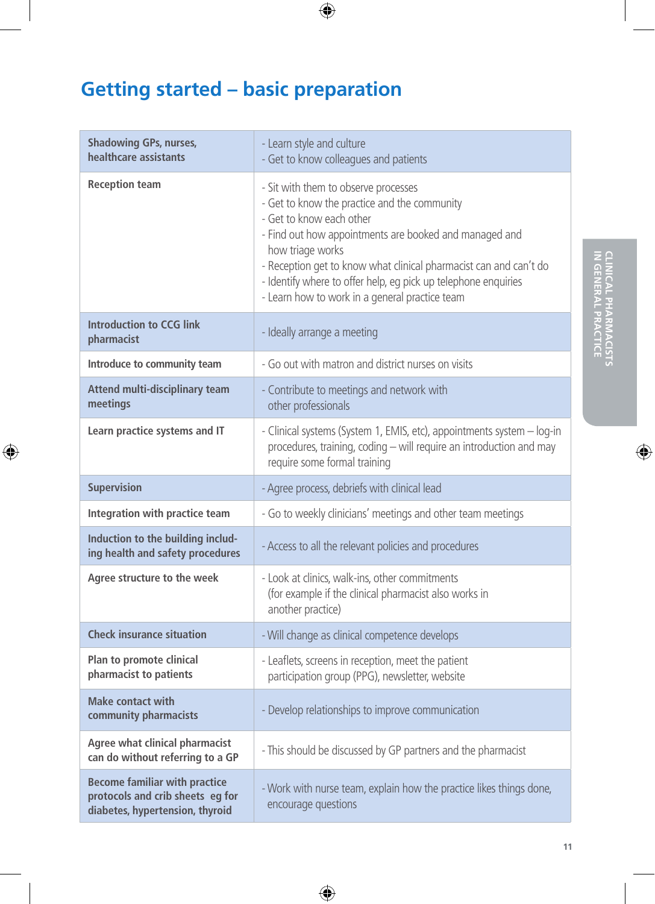# Getting started – basic preparation

| | |
|---|---|
| **Shadowing GPs, nurses, healthcare assistants** | - Learn style and culture<br>- Get to know colleagues and patients |
| **Reception team** | - Sit with them to observe processes<br>- Get to know the practice and the community<br>- Get to know each other<br>- Find out how appointments are booked and managed and how triage works<br>- Reception get to know what clinical pharmacist can and can't do<br>- Identify where to offer help, eg pick up telephone enquiries<br>- Learn how to work in a general practice team |
| **Introduction to CCG link pharmacist** | - Ideally arrange a meeting |
| **Introduce to community team** | - Go out with matron and district nurses on visits |
| **Attend multi-disciplinary team meetings** | - Contribute to meetings and network with other professionals |
| **Learn practice systems and IT** | - Clinical systems (System 1, EMIS, etc), appointments system – log-in procedures, training, coding – will require an introduction and may require some formal training |
| **Supervision** | - Agree process, debriefs with clinical lead |
| **Integration with practice team** | - Go to weekly clinicians' meetings and other team meetings |
| **Induction to the building including health and safety procedures** | - Access to all the relevant policies and procedures |
| **Agree structure to the week** | - Look at clinics, walk-ins, other commitments (for example if the clinical pharmacist also works in another practice) |
| **Check insurance situation** | - Will change as clinical competence develops |
| **Plan to promote clinical pharmacist to patients** | - Leaflets, screens in reception, meet the patient participation group (PPG), newsletter, website |
| **Make contact with community pharmacists** | - Develop relationships to improve communication |
| **Agree what clinical pharmacist can do without referring to a GP** | - This should be discussed by GP partners and the pharmacist |
| **Become familiar with practice protocols and crib sheets eg for diabetes, hypertension, thyroid** | - Work with nurse team, explain how the practice likes things done, encourage questions |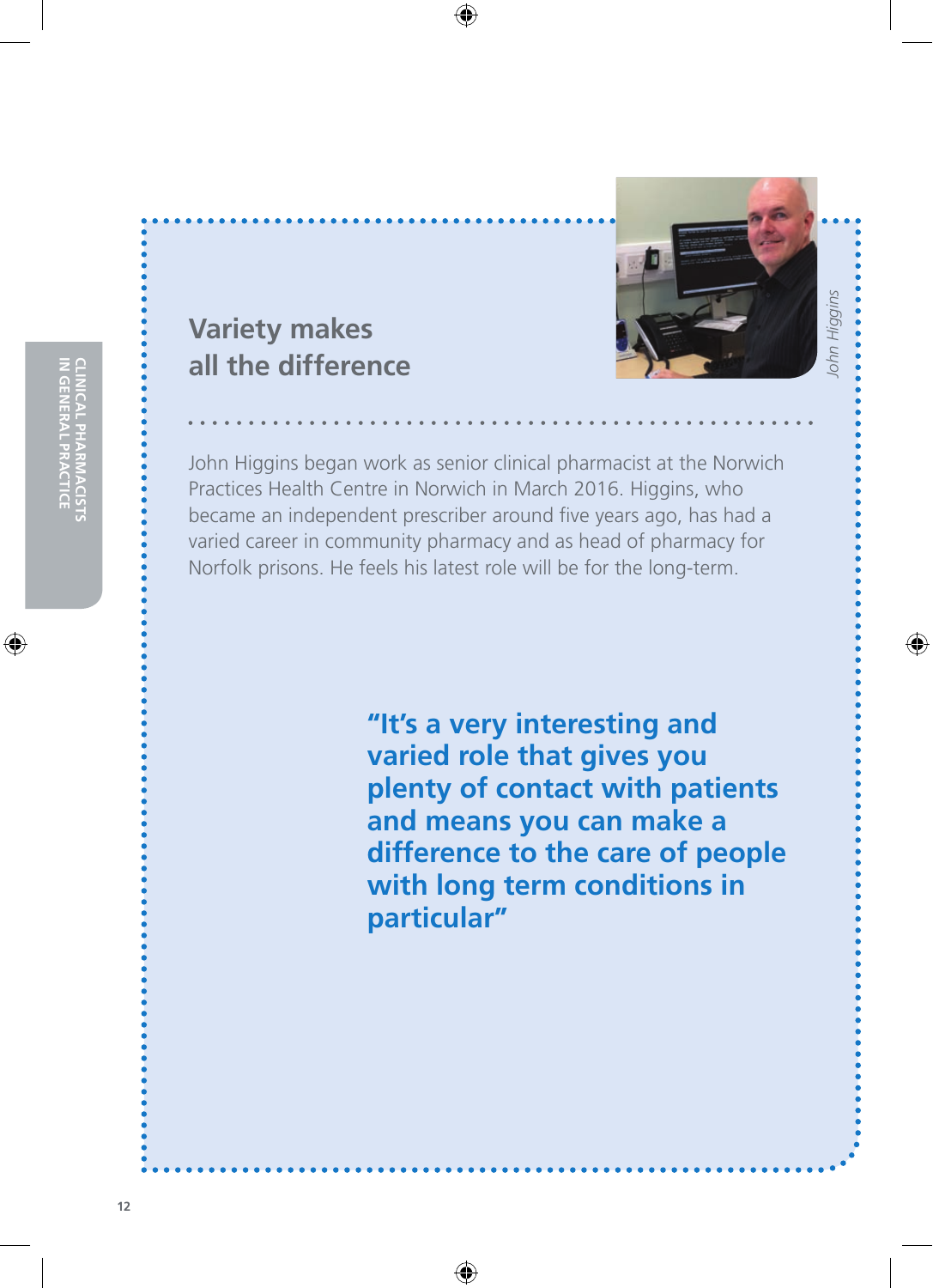## Variety makes all the difference

*John Higgins*

John Higgins began work as senior clinical pharmacist at the Norwich Practices Health Centre in Norwich in March 2016. Higgins, who became an independent prescriber around five years ago, has had a varied career in community pharmacy and as head of pharmacy for Norfolk prisons. He feels his latest role will be for the long-term.

**"It's a very interesting and varied role that gives you plenty of contact with patients and means you can make a difference to the care of people with long term conditions in particular"**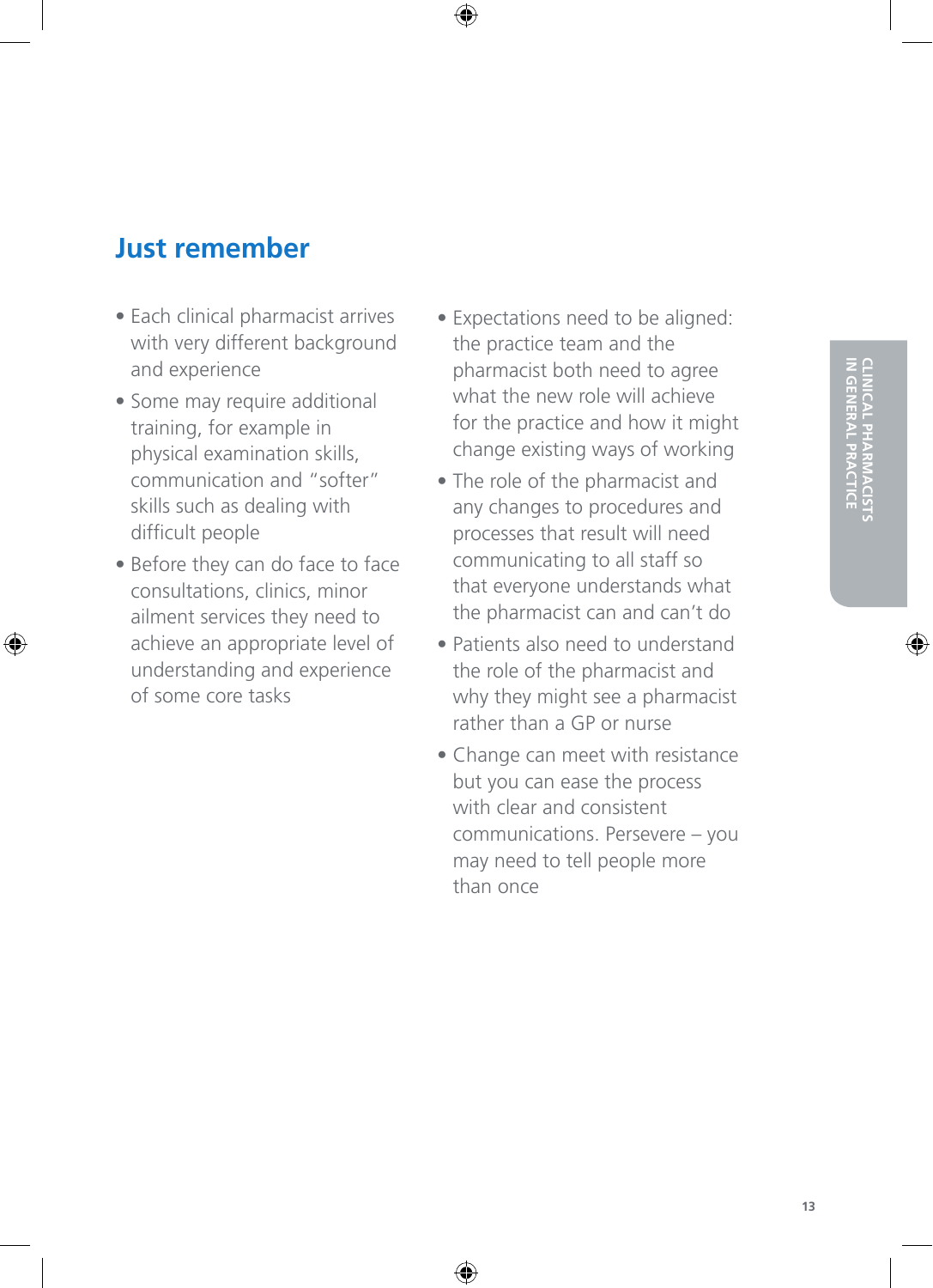## Just remember

- Each clinical pharmacist arrives with very different background and experience
- Some may require additional training, for example in physical examination skills, communication and "softer" skills such as dealing with difficult people
- Before they can do face to face consultations, clinics, minor ailment services they need to achieve an appropriate level of understanding and experience of some core tasks
- Expectations need to be aligned: the practice team and the pharmacist both need to agree what the new role will achieve for the practice and how it might change existing ways of working
- The role of the pharmacist and any changes to procedures and processes that result will need communicating to all staff so that everyone understands what the pharmacist can and can't do
- Patients also need to understand the role of the pharmacist and why they might see a pharmacist rather than a GP or nurse
- Change can meet with resistance but you can ease the process with clear and consistent communications. Persevere – you may need to tell people more than once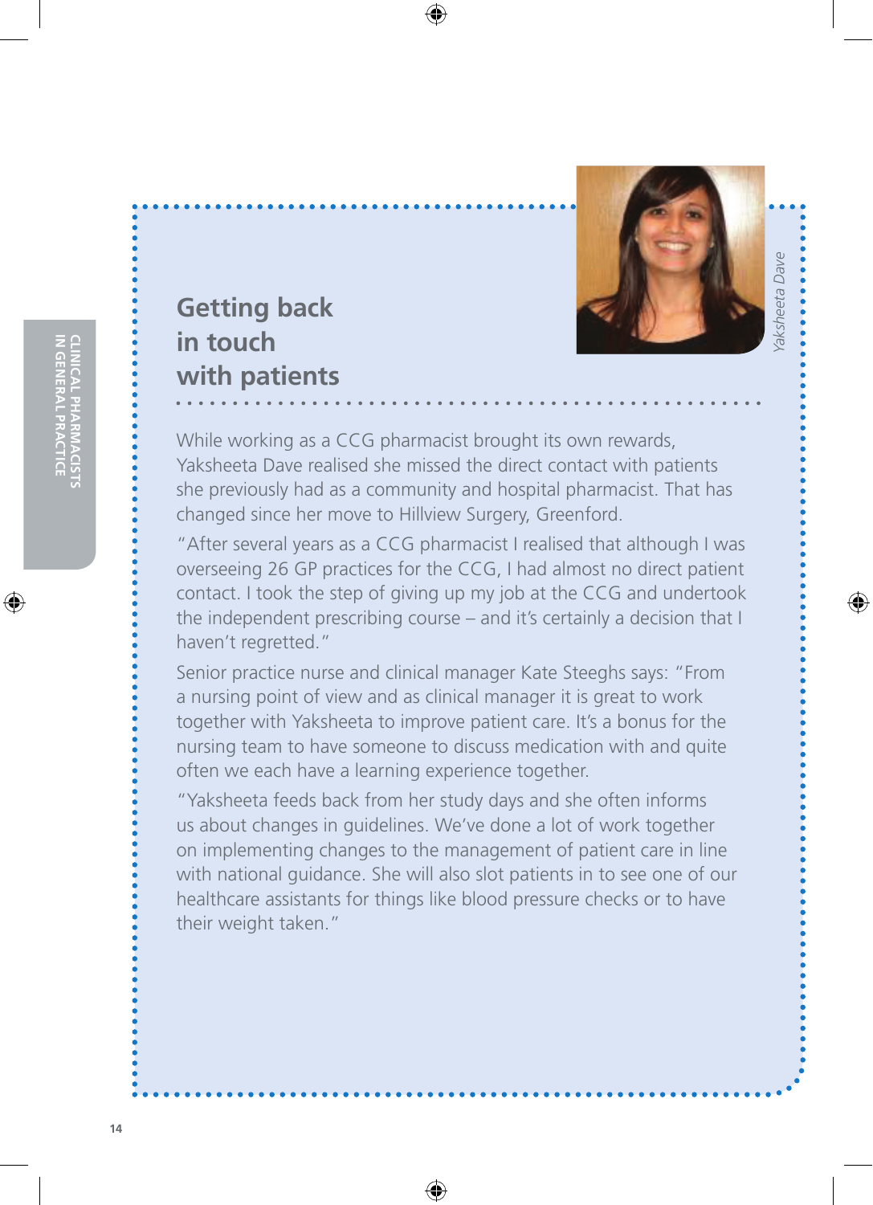## Getting back in touch with patients

Yaksheeta Dave

While working as a CCG pharmacist brought its own rewards, Yaksheeta Dave realised she missed the direct contact with patients she previously had as a community and hospital pharmacist. That has changed since her move to Hillview Surgery, Greenford.

"After several years as a CCG pharmacist I realised that although I was overseeing 26 GP practices for the CCG, I had almost no direct patient contact. I took the step of giving up my job at the CCG and undertook the independent prescribing course – and it's certainly a decision that I haven't regretted."

Senior practice nurse and clinical manager Kate Steeghs says: "From a nursing point of view and as clinical manager it is great to work together with Yaksheeta to improve patient care. It's a bonus for the nursing team to have someone to discuss medication with and quite often we each have a learning experience together.

"Yaksheeta feeds back from her study days and she often informs us about changes in guidelines. We've done a lot of work together on implementing changes to the management of patient care in line with national guidance. She will also slot patients in to see one of our healthcare assistants for things like blood pressure checks or to have their weight taken."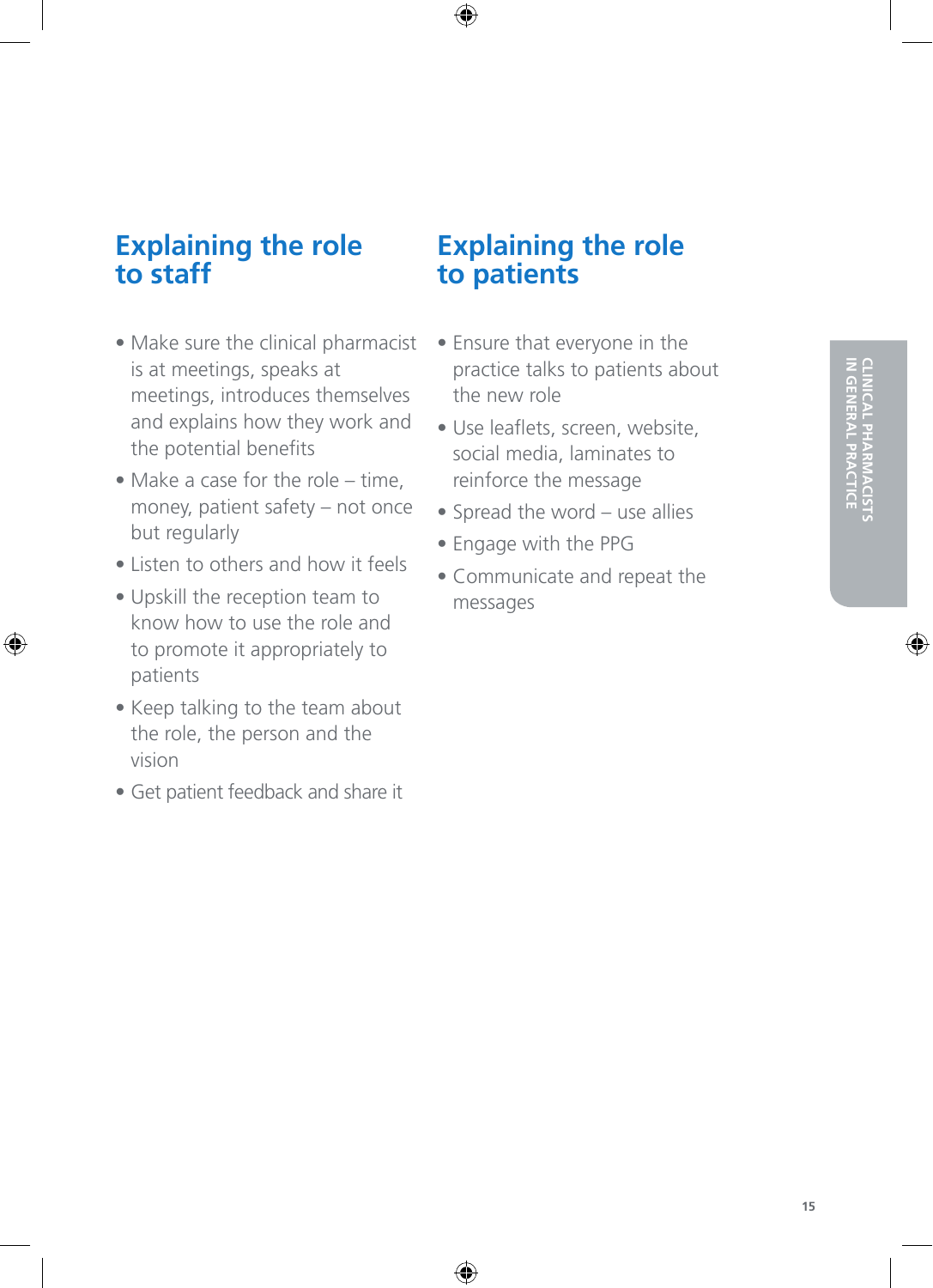## Explaining the role to staff

- Make sure the clinical pharmacist is at meetings, speaks at meetings, introduces themselves and explains how they work and the potential benefits
- Make a case for the role – time, money, patient safety – not once but regularly
- Listen to others and how it feels
- Upskill the reception team to know how to use the role and to promote it appropriately to patients
- Keep talking to the team about the role, the person and the vision
- Get patient feedback and share it

## Explaining the role to patients

- Ensure that everyone in the practice talks to patients about the new role
- Use leaflets, screen, website, social media, laminates to reinforce the message
- Spread the word – use allies
- Engage with the PPG
- Communicate and repeat the messages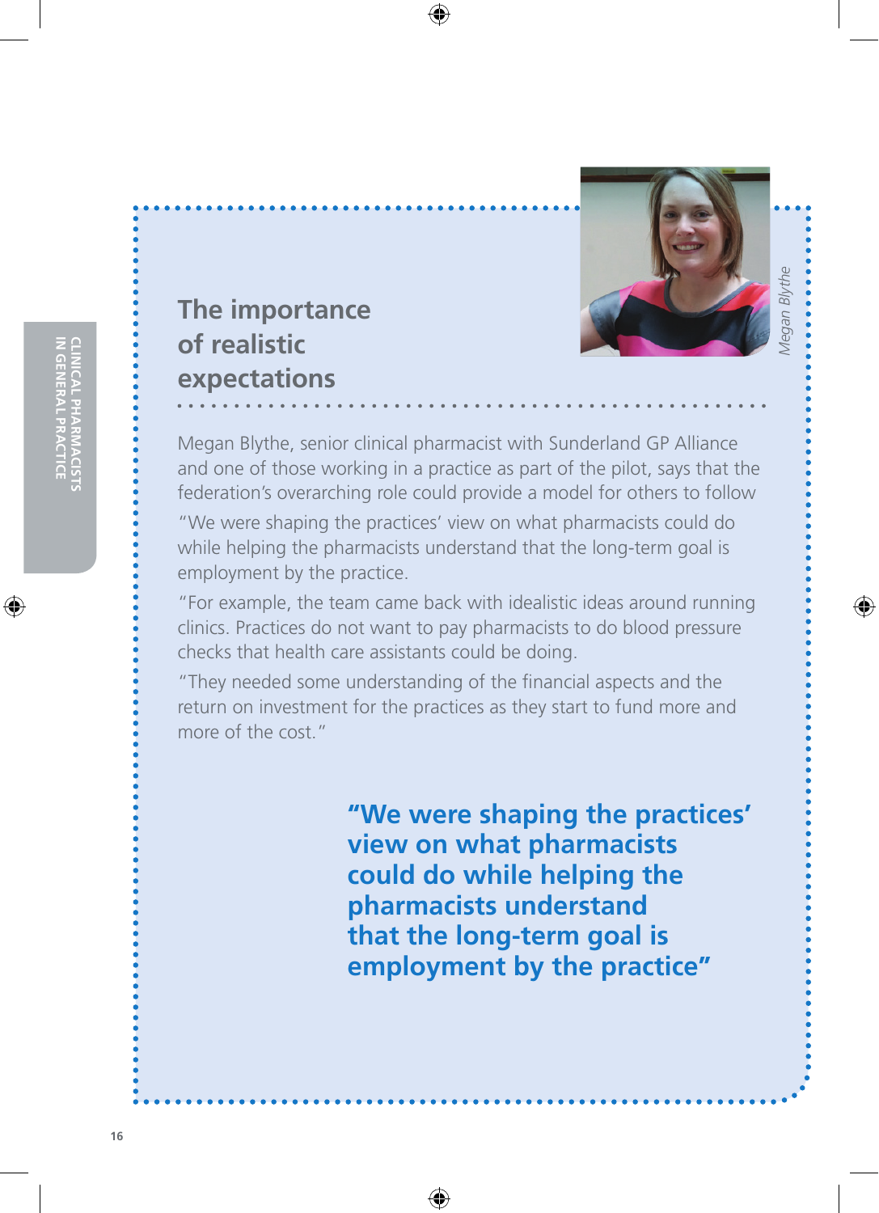## The importance of realistic expectations

*Megan Blythe*

Megan Blythe, senior clinical pharmacist with Sunderland GP Alliance and one of those working in a practice as part of the pilot, says that the federation's overarching role could provide a model for others to follow

"We were shaping the practices' view on what pharmacists could do while helping the pharmacists understand that the long-term goal is employment by the practice.

"For example, the team came back with idealistic ideas around running clinics. Practices do not want to pay pharmacists to do blood pressure checks that health care assistants could be doing.

"They needed some understanding of the financial aspects and the return on investment for the practices as they start to fund more and more of the cost."

**"We were shaping the practices' view on what pharmacists could do while helping the pharmacists understand that the long-term goal is employment by the practice"**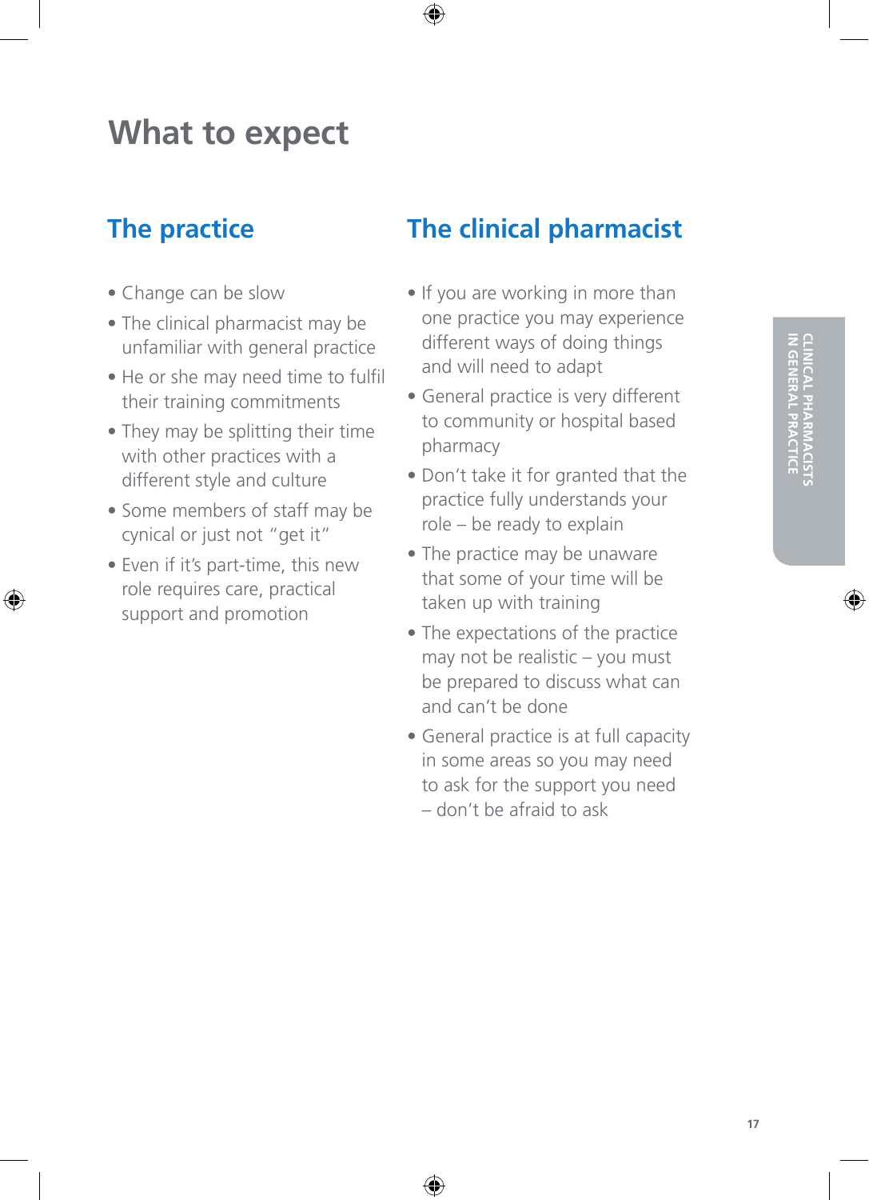# What to expect

## The practice

- Change can be slow
- The clinical pharmacist may be unfamiliar with general practice
- He or she may need time to fulfil their training commitments
- They may be splitting their time with other practices with a different style and culture
- Some members of staff may be cynical or just not "get it"
- Even if it's part-time, this new role requires care, practical support and promotion

## The clinical pharmacist

- If you are working in more than one practice you may experience different ways of doing things and will need to adapt
- General practice is very different to community or hospital based pharmacy
- Don't take it for granted that the practice fully understands your role – be ready to explain
- The practice may be unaware that some of your time will be taken up with training
- The expectations of the practice may not be realistic – you must be prepared to discuss what can and can't be done
- General practice is at full capacity in some areas so you may need to ask for the support you need – don't be afraid to ask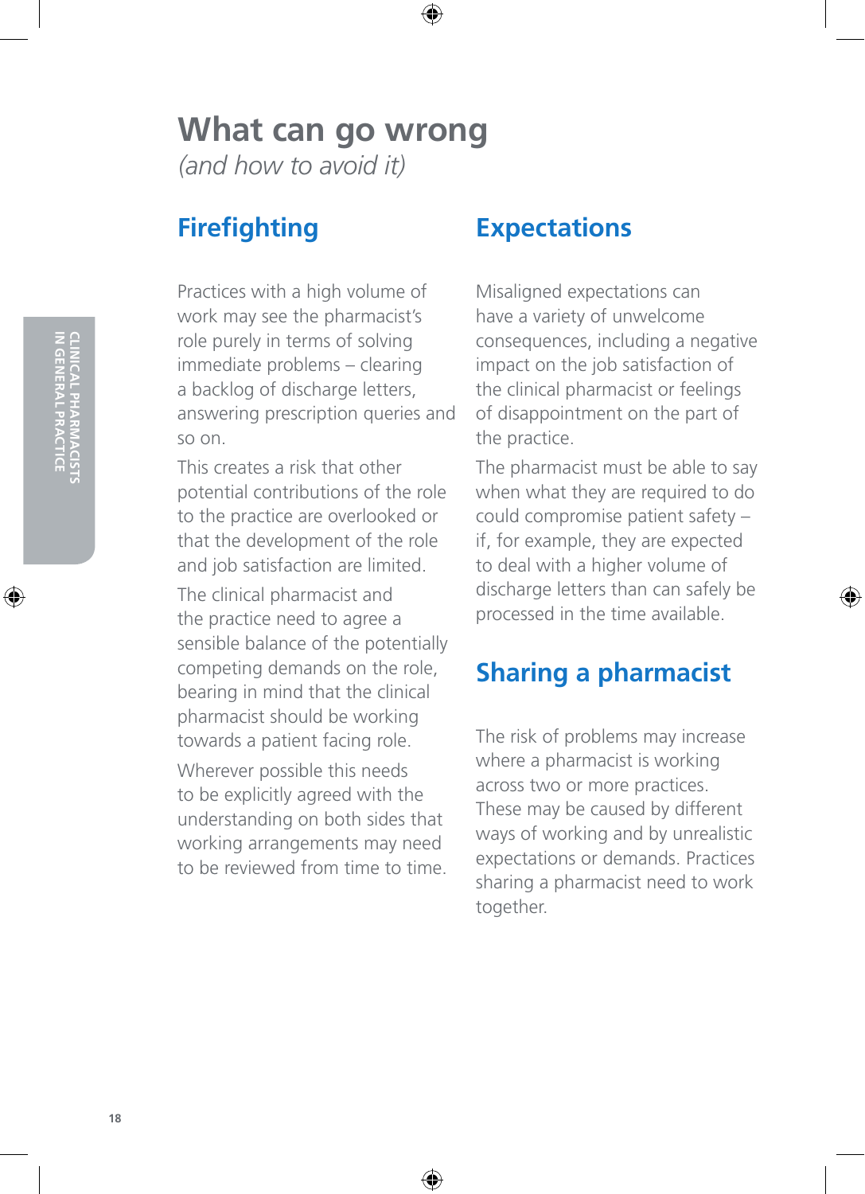# What can go wrong

*(and how to avoid it)*

## Firefighting

Practices with a high volume of work may see the pharmacist's role purely in terms of solving immediate problems – clearing a backlog of discharge letters, answering prescription queries and so on.

This creates a risk that other potential contributions of the role to the practice are overlooked or that the development of the role and job satisfaction are limited.

The clinical pharmacist and the practice need to agree a sensible balance of the potentially competing demands on the role, bearing in mind that the clinical pharmacist should be working towards a patient facing role.

Wherever possible this needs to be explicitly agreed with the understanding on both sides that working arrangements may need to be reviewed from time to time.

## Expectations

Misaligned expectations can have a variety of unwelcome consequences, including a negative impact on the job satisfaction of the clinical pharmacist or feelings of disappointment on the part of the practice.

The pharmacist must be able to say when what they are required to do could compromise patient safety – if, for example, they are expected to deal with a higher volume of discharge letters than can safely be processed in the time available.

## Sharing a pharmacist

The risk of problems may increase where a pharmacist is working across two or more practices. These may be caused by different ways of working and by unrealistic expectations or demands. Practices sharing a pharmacist need to work together.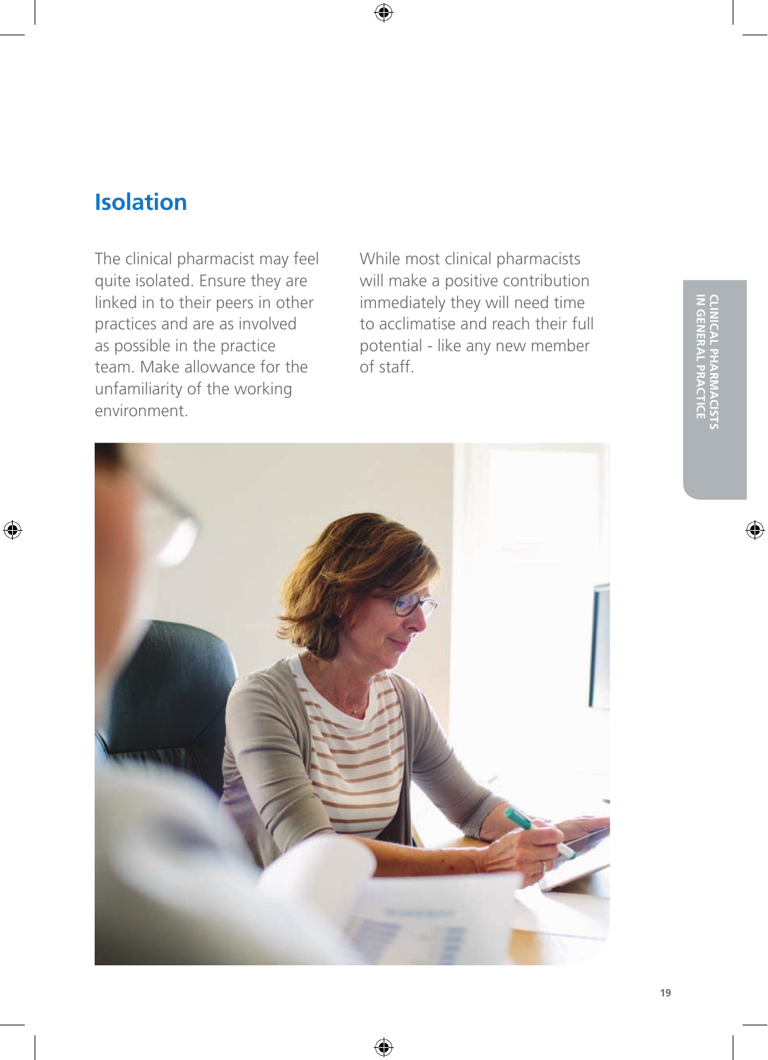## Isolation

The clinical pharmacist may feel quite isolated. Ensure they are linked in to their peers in other practices and are as involved as possible in the practice team. Make allowance for the unfamiliarity of the working environment.

While most clinical pharmacists will make a positive contribution immediately they will need time to acclimatise and reach their full potential - like any new member of staff.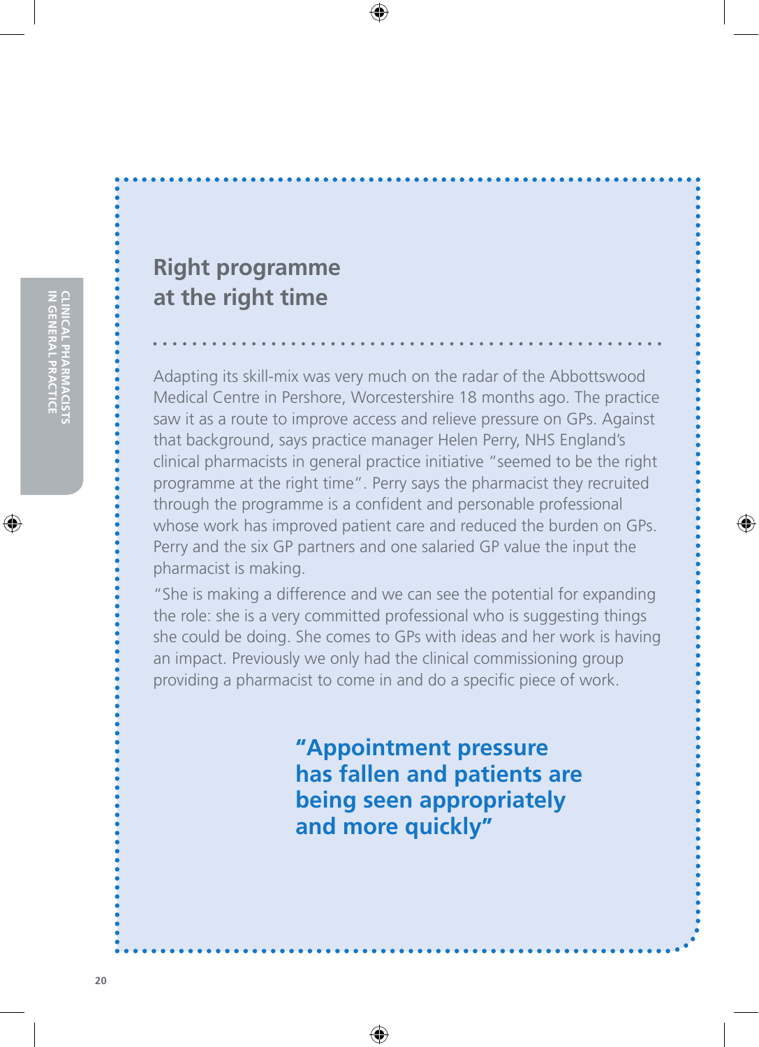## Right programme at the right time

Adapting its skill-mix was very much on the radar of the Abbottswood Medical Centre in Pershore, Worcestershire 18 months ago. The practice saw it as a route to improve access and relieve pressure on GPs. Against that background, says practice manager Helen Perry, NHS England's clinical pharmacists in general practice initiative "seemed to be the right programme at the right time". Perry says the pharmacist they recruited through the programme is a confident and personable professional whose work has improved patient care and reduced the burden on GPs. Perry and the six GP partners and one salaried GP value the input the pharmacist is making.

"She is making a difference and we can see the potential for expanding the role: she is a very committed professional who is suggesting things she could be doing. She comes to GPs with ideas and her work is having an impact. Previously we only had the clinical commissioning group providing a pharmacist to come in and do a specific piece of work.

> **"Appointment pressure has fallen and patients are being seen appropriately and more quickly"**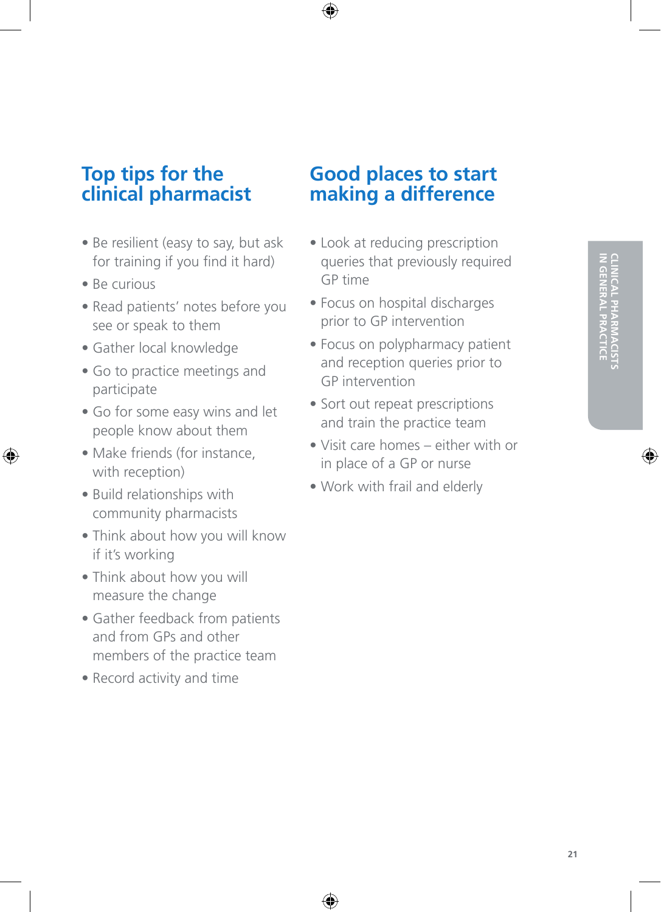## Top tips for the clinical pharmacist

- Be resilient (easy to say, but ask for training if you find it hard)
- Be curious
- Read patients' notes before you see or speak to them
- Gather local knowledge
- Go to practice meetings and participate
- Go for some easy wins and let people know about them
- Make friends (for instance, with reception)
- Build relationships with community pharmacists
- Think about how you will know if it's working
- Think about how you will measure the change
- Gather feedback from patients and from GPs and other members of the practice team
- Record activity and time

## Good places to start making a difference

- Look at reducing prescription queries that previously required GP time
- Focus on hospital discharges prior to GP intervention
- Focus on polypharmacy patient and reception queries prior to GP intervention
- Sort out repeat prescriptions and train the practice team
- Visit care homes – either with or in place of a GP or nurse
- Work with frail and elderly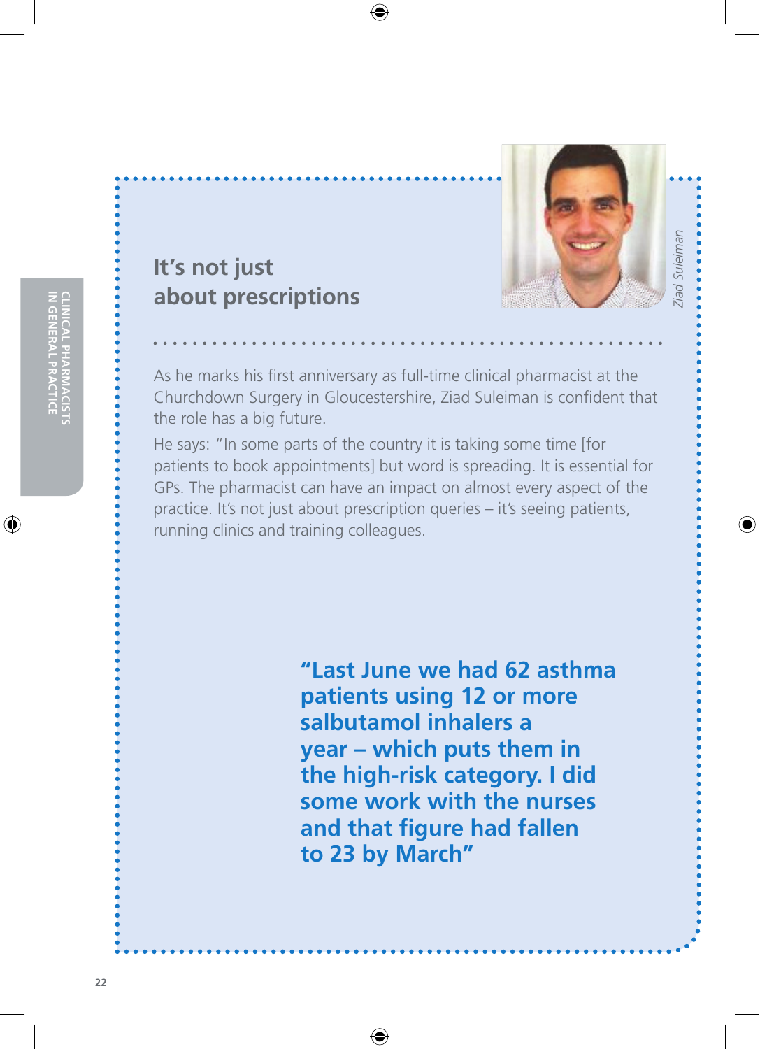## It's not just about prescriptions

*Ziad Suleiman*

As he marks his first anniversary as full-time clinical pharmacist at the Churchdown Surgery in Gloucestershire, Ziad Suleiman is confident that the role has a big future.

He says: "In some parts of the country it is taking some time [for patients to book appointments] but word is spreading. It is essential for GPs. The pharmacist can have an impact on almost every aspect of the practice. It's not just about prescription queries – it's seeing patients, running clinics and training colleagues.

**"Last June we had 62 asthma patients using 12 or more salbutamol inhalers a year – which puts them in the high-risk category. I did some work with the nurses and that figure had fallen to 23 by March"**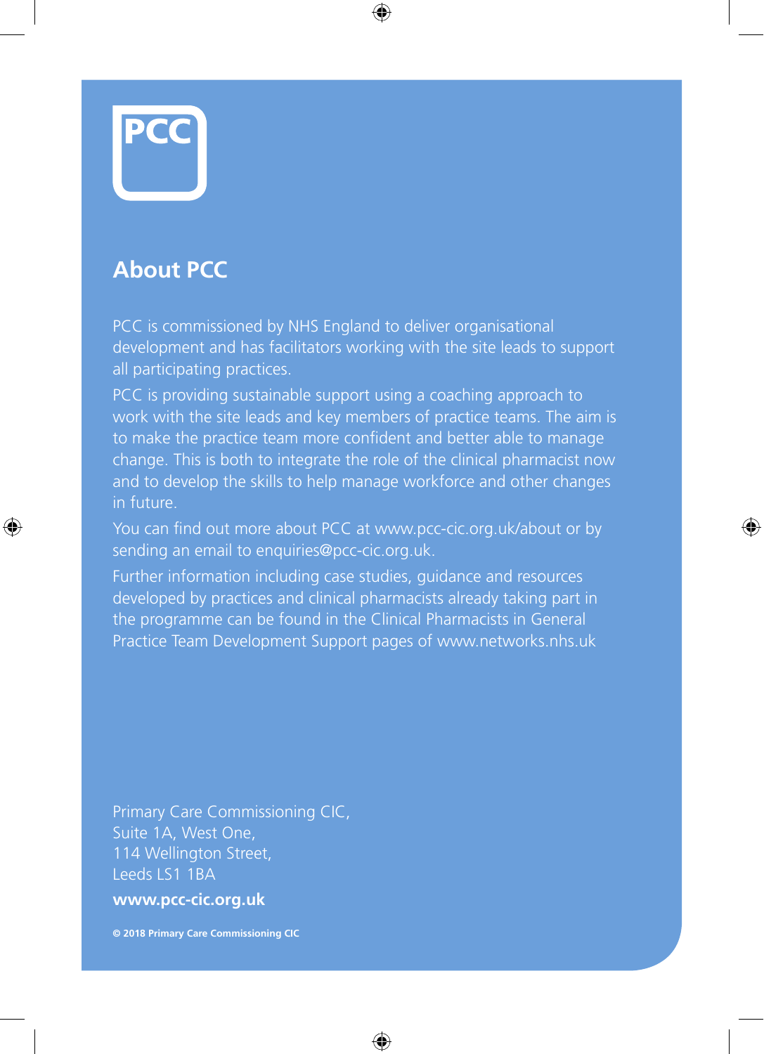PCC

## About PCC

PCC is commissioned by NHS England to deliver organisational development and has facilitators working with the site leads to support all participating practices.

PCC is providing sustainable support using a coaching approach to work with the site leads and key members of practice teams. The aim is to make the practice team more confident and better able to manage change. This is both to integrate the role of the clinical pharmacist now and to develop the skills to help manage workforce and other changes in future.

You can find out more about PCC at www.pcc-cic.org.uk/about or by sending an email to enquiries@pcc-cic.org.uk.

Further information including case studies, guidance and resources developed by practices and clinical pharmacists already taking part in the programme can be found in the Clinical Pharmacists in General Practice Team Development Support pages of www.networks.nhs.uk

Primary Care Commissioning CIC,
Suite 1A, West One,
114 Wellington Street,
Leeds LS1 1BA

**www.pcc-cic.org.uk**

**© 2018 Primary Care Commissioning CIC**